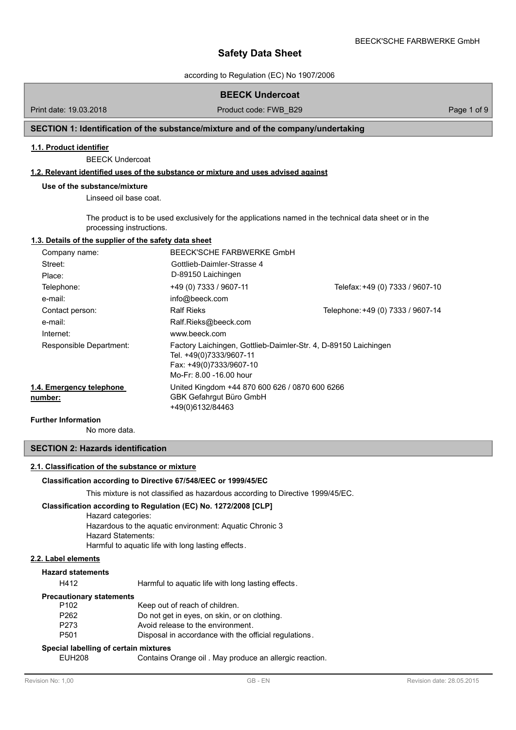# Safety Data Sheet

according to Regulation (EC) No 1907/2006

## BEECK Undercoat

Print date: 19.03.2018 | Product code: FWB_B29

## SECTION 1: Identification of the substance/mixture and of the company/undertaking

### 1.1. Product identifier

BEECK Undercoat

### 1.2. Relevant identified uses of the substance or mixture and uses advised against

**Use of the substance/mixture**

Linseed oil base coat.

The product is to be used exclusively for the applications named in the technical data sheet or in the processing instructions.

### 1.3. Details of the supplier of the safety data sheet

| | | |
|---|---|---|
| Company name: | BEECK'SCHE FARBWERKE GmbH | |
| Street: | Gottlieb-Daimler-Strasse 4 | |
| Place: | D-89150 Laichingen | |
| Telephone: | +49 (0) 7333 / 9607-11 | Telefax: +49 (0) 7333 / 9607-10 |
| e-mail: | info@beeck.com | |
| Contact person: | Ralf Rieks | Telephone: +49 (0) 7333 / 9607-14 |
| e-mail: | Ralf.Rieks@beeck.com | |
| Internet: | www.beeck.com | |
| Responsible Department: | Factory Laichingen, Gottlieb-Daimler-Str. 4, D-89150 Laichingen<br>Tel. +49(0)7333/9607-11<br>Fax: +49(0)7333/9607-10<br>Mo-Fr: 8.00 -16.00 hour | |

**1.4. Emergency telephone number:** United Kingdom +44 870 600 626 / 0870 600 6266
GBK Gefahrgut Büro GmbH
+49(0)6132/84463

**Further Information**

No more data.

## SECTION 2: Hazards identification

### 2.1. Classification of the substance or mixture

**Classification according to Directive 67/548/EEC or 1999/45/EC**

This mixture is not classified as hazardous according to Directive 1999/45/EC.

**Classification according to Regulation (EC) No. 1272/2008 [CLP]**

Hazard categories:
Hazardous to the aquatic environment: Aquatic Chronic 3
Hazard Statements:
Harmful to aquatic life with long lasting effects.

### 2.2. Label elements

**Hazard statements**

| | |
|---|---|
| H412 | Harmful to aquatic life with long lasting effects. |

**Precautionary statements**

| | |
|---|---|
| P102 | Keep out of reach of children. |
| P262 | Do not get in eyes, on skin, or on clothing. |
| P273 | Avoid release to the environment. |
| P501 | Disposal in accordance with the official regulations. |

**Special labelling of certain mixtures**

| | |
|---|---|
| EUH208 | Contains Orange oil . May produce an allergic reaction. |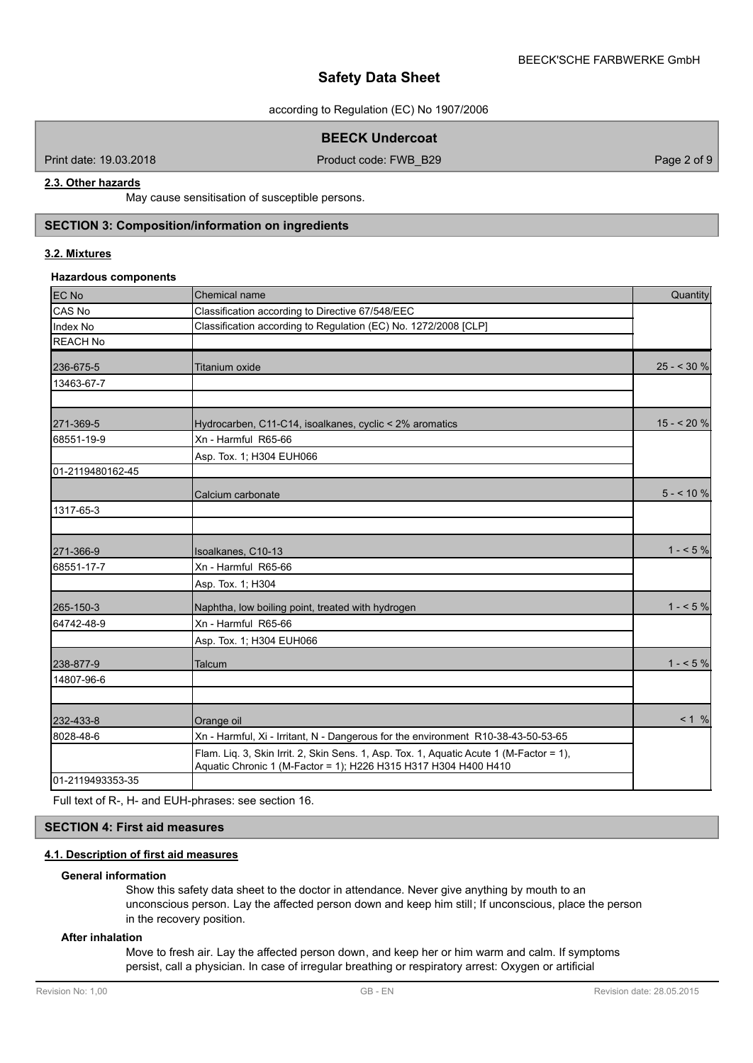#### 2.3. Other hazards

May cause sensitisation of susceptible persons.

## SECTION 3: Composition/information on ingredients

### 3.2. Mixtures

**Hazardous components**

| EC No | Chemical name | Quantity |
|---|---|---|
| CAS No | Classification according to Directive 67/548/EEC | |
| Index No | Classification according to Regulation (EC) No. 1272/2008 [CLP] | |
| REACH No | | |
| 236-675-5 | Titanium oxide | 25 - < 30 % |
| 13463-67-7 | | |
| | | |
| 271-369-5 | Hydrocarben, C11-C14, isoalkanes, cyclic < 2% aromatics | 15 - < 20 % |
| 68551-19-9 | Xn - Harmful R65-66 | |
| | Asp. Tox. 1; H304 EUH066 | |
| 01-2119480162-45 | | |
| | Calcium carbonate | 5 - < 10 % |
| 1317-65-3 | | |
| | | |
| 271-366-9 | Isoalkanes, C10-13 | 1 - < 5 % |
| 68551-17-7 | Xn - Harmful R65-66 | |
| | Asp. Tox. 1; H304 | |
| 265-150-3 | Naphtha, low boiling point, treated with hydrogen | 1 - < 5 % |
| 64742-48-9 | Xn - Harmful R65-66 | |
| | Asp. Tox. 1; H304 EUH066 | |
| 238-877-9 | Talcum | 1 - < 5 % |
| 14807-96-6 | | |
| | | |
| 232-433-8 | Orange oil | < 1 % |
| 8028-48-6 | Xn - Harmful, Xi - Irritant, N - Dangerous for the environment R10-38-43-50-53-65 | |
| | Flam. Liq. 3, Skin Irrit. 2, Skin Sens. 1, Asp. Tox. 1, Aquatic Acute 1 (M-Factor = 1), Aquatic Chronic 1 (M-Factor = 1); H226 H315 H317 H304 H400 H410 | |
| 01-2119493353-35 | | |

Full text of R-, H- and EUH-phrases: see section 16.

## SECTION 4: First aid measures

### 4.1. Description of first aid measures

**General information**

Show this safety data sheet to the doctor in attendance. Never give anything by mouth to an unconscious person. Lay the affected person down and keep him still; If unconscious, place the person in the recovery position.

**After inhalation**

Move to fresh air. Lay the affected person down, and keep her or him warm and calm. If symptoms persist, call a physician. In case of irregular breathing or respiratory arrest: Oxygen or artificial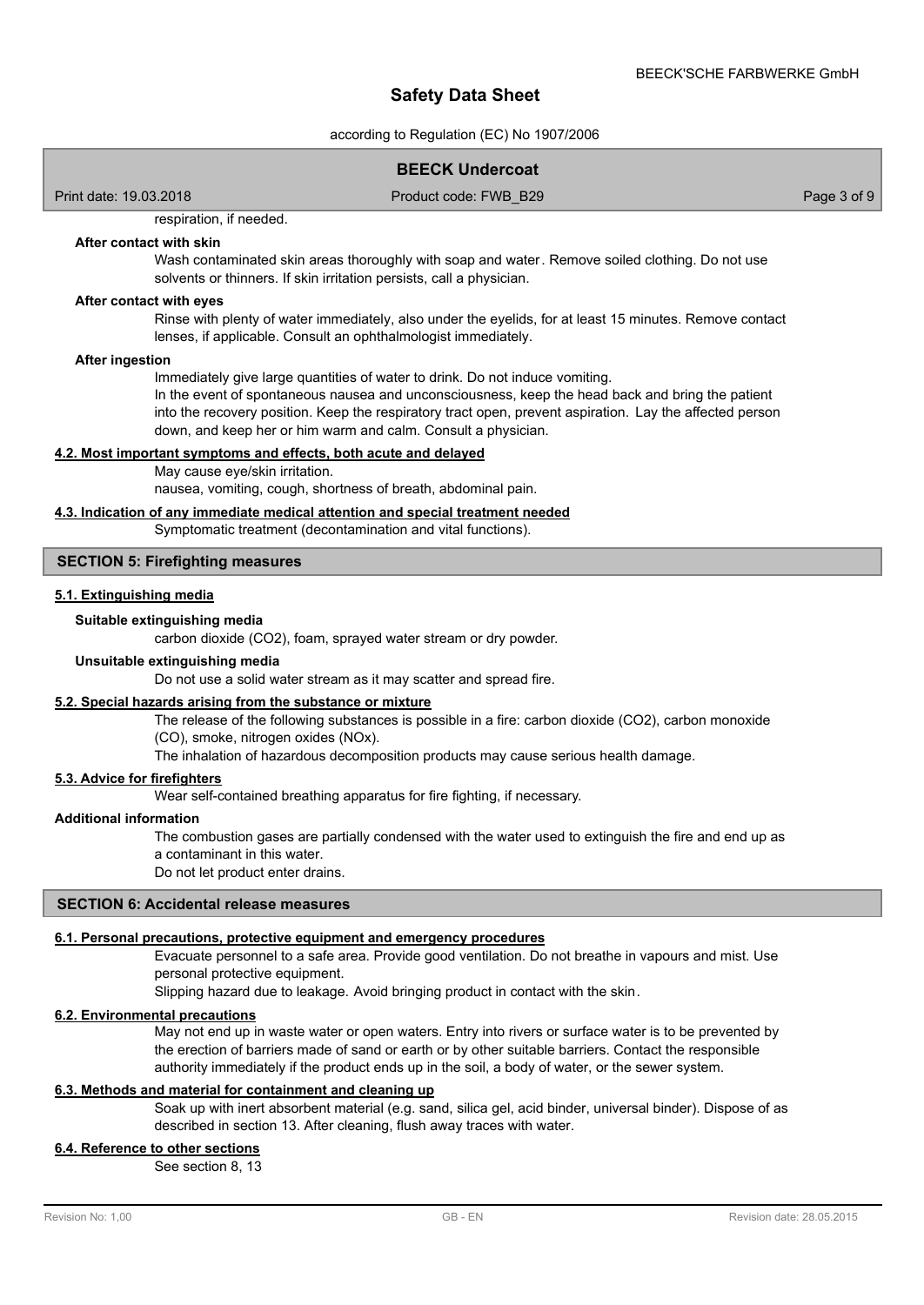respiration, if needed.

**After contact with skin**

Wash contaminated skin areas thoroughly with soap and water. Remove soiled clothing. Do not use solvents or thinners. If skin irritation persists, call a physician.

**After contact with eyes**

Rinse with plenty of water immediately, also under the eyelids, for at least 15 minutes. Remove contact lenses, if applicable. Consult an ophthalmologist immediately.

**After ingestion**

Immediately give large quantities of water to drink. Do not induce vomiting.
In the event of spontaneous nausea and unconsciousness, keep the head back and bring the patient into the recovery position. Keep the respiratory tract open, prevent aspiration. Lay the affected person down, and keep her or him warm and calm. Consult a physician.

### 4.2. Most important symptoms and effects, both acute and delayed

May cause eye/skin irritation.
nausea, vomiting, cough, shortness of breath, abdominal pain.

### 4.3. Indication of any immediate medical attention and special treatment needed

Symptomatic treatment (decontamination and vital functions).

## SECTION 5: Firefighting measures

### 5.1. Extinguishing media

**Suitable extinguishing media**

carbon dioxide ($CO_2$), foam, sprayed water stream or dry powder.

**Unsuitable extinguishing media**

Do not use a solid water stream as it may scatter and spread fire.

### 5.2. Special hazards arising from the substance or mixture

The release of the following substances is possible in a fire: carbon dioxide ($CO_2$), carbon monoxide (CO), smoke, nitrogen oxides ($NO_x$).
The inhalation of hazardous decomposition products may cause serious health damage.

### 5.3. Advice for firefighters

Wear self-contained breathing apparatus for fire fighting, if necessary.

**Additional information**

The combustion gases are partially condensed with the water used to extinguish the fire and end up as a contaminant in this water.
Do not let product enter drains.

## SECTION 6: Accidental release measures

### 6.1. Personal precautions, protective equipment and emergency procedures

Evacuate personnel to a safe area. Provide good ventilation. Do not breathe in vapours and mist. Use personal protective equipment.
Slipping hazard due to leakage. Avoid bringing product in contact with the skin.

### 6.2. Environmental precautions

May not end up in waste water or open waters. Entry into rivers or surface water is to be prevented by the erection of barriers made of sand or earth or by other suitable barriers. Contact the responsible authority immediately if the product ends up in the soil, a body of water, or the sewer system.

### 6.3. Methods and material for containment and cleaning up

Soak up with inert absorbent material (e.g. sand, silica gel, acid binder, universal binder). Dispose of as described in section 13. After cleaning, flush away traces with water.

### 6.4. Reference to other sections

See section 8, 13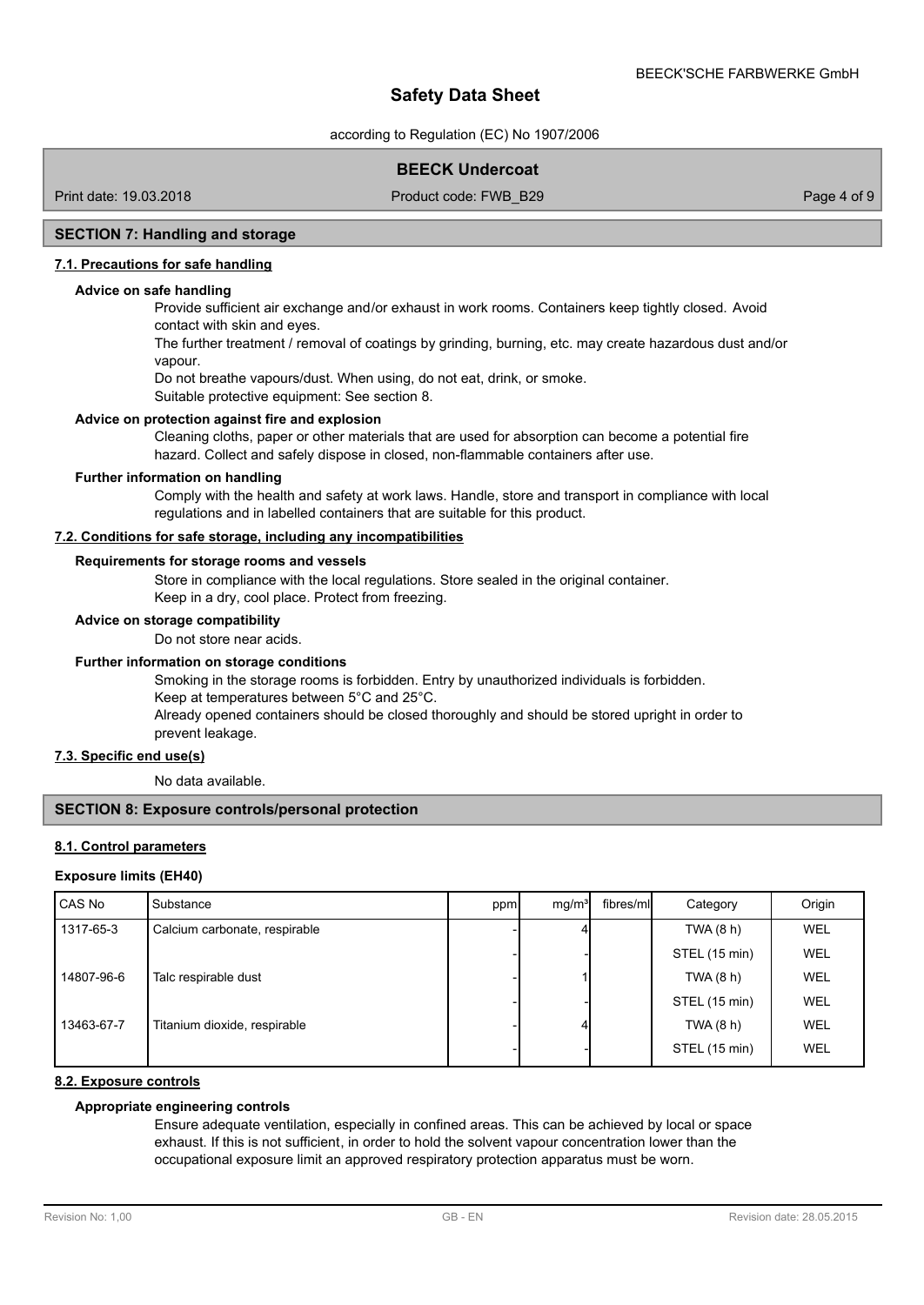## SECTION 7: Handling and storage

### 7.1. Precautions for safe handling

**Advice on safe handling**

Provide sufficient air exchange and/or exhaust in work rooms. Containers keep tightly closed. Avoid contact with skin and eyes.

The further treatment / removal of coatings by grinding, burning, etc. may create hazardous dust and/or vapour.

Do not breathe vapours/dust. When using, do not eat, drink, or smoke.

Suitable protective equipment: See section 8.

**Advice on protection against fire and explosion**

Cleaning cloths, paper or other materials that are used for absorption can become a potential fire hazard. Collect and safely dispose in closed, non-flammable containers after use.

**Further information on handling**

Comply with the health and safety at work laws. Handle, store and transport in compliance with local regulations and in labelled containers that are suitable for this product.

### 7.2. Conditions for safe storage, including any incompatibilities

**Requirements for storage rooms and vessels**

Store in compliance with the local regulations. Store sealed in the original container.
Keep in a dry, cool place. Protect from freezing.

**Advice on storage compatibility**

Do not store near acids.

**Further information on storage conditions**

Smoking in the storage rooms is forbidden. Entry by unauthorized individuals is forbidden.
Keep at temperatures between 5°C and 25°C.
Already opened containers should be closed thoroughly and should be stored upright in order to prevent leakage.

### 7.3. Specific end use(s)

No data available.

## SECTION 8: Exposure controls/personal protection

### 8.1. Control parameters

**Exposure limits (EH40)**

| CAS No | Substance | ppm | mg/m³ | fibres/ml | Category | Origin |
|---|---|---|---|---|---|---|
| 1317-65-3 | Calcium carbonate, respirable | - | 4 | | TWA (8 h) | WEL |
| | | - | - | | STEL (15 min) | WEL |
| 14807-96-6 | Talc respirable dust | - | 1 | | TWA (8 h) | WEL |
| | | - | - | | STEL (15 min) | WEL |
| 13463-67-7 | Titanium dioxide, respirable | - | 4 | | TWA (8 h) | WEL |
| | | - | - | | STEL (15 min) | WEL |

### 8.2. Exposure controls

**Appropriate engineering controls**

Ensure adequate ventilation, especially in confined areas. This can be achieved by local or space exhaust. If this is not sufficient, in order to hold the solvent vapour concentration lower than the occupational exposure limit an approved respiratory protection apparatus must be worn.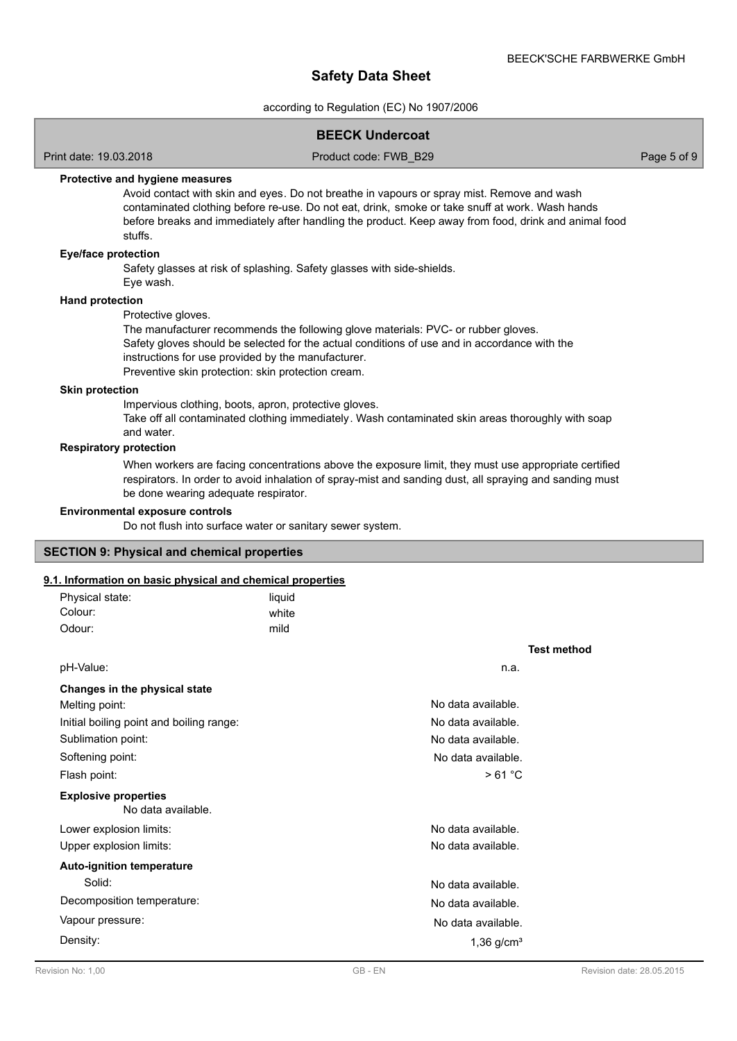### Protective and hygiene measures

Avoid contact with skin and eyes. Do not breathe in vapours or spray mist. Remove and wash contaminated clothing before re-use. Do not eat, drink, smoke or take snuff at work. Wash hands before breaks and immediately after handling the product. Keep away from food, drink and animal food stuffs.

### Eye/face protection

Safety glasses at risk of splashing. Safety glasses with side-shields.
Eye wash.

### Hand protection

Protective gloves.
The manufacturer recommends the following glove materials: PVC- or rubber gloves.
Safety gloves should be selected for the actual conditions of use and in accordance with the instructions for use provided by the manufacturer.
Preventive skin protection: skin protection cream.

### Skin protection

Impervious clothing, boots, apron, protective gloves.
Take off all contaminated clothing immediately. Wash contaminated skin areas thoroughly with soap and water.

### Respiratory protection

When workers are facing concentrations above the exposure limit, they must use appropriate certified respirators. In order to avoid inhalation of spray-mist and sanding dust, all spraying and sanding must be done wearing adequate respirator.

### Environmental exposure controls

Do not flush into surface water or sanitary sewer system.

## SECTION 9: Physical and chemical properties

### 9.1. Information on basic physical and chemical properties

| | |
|---|---|
| Physical state: | liquid |
| Colour: | white |
| Odour: | mild |

| | | Test method |
|---|---|---|
| pH-Value: | n.a. | |
| **Changes in the physical state** | | |
| Melting point: | No data available. | |
| Initial boiling point and boiling range: | No data available. | |
| Sublimation point: | No data available. | |
| Softening point: | No data available. | |
| Flash point: | > 61 °C | |
| **Explosive properties** | | |
| No data available. | | |
| Lower explosion limits: | No data available. | |
| Upper explosion limits: | No data available. | |
| **Auto-ignition temperature** | | |
| Solid: | No data available. | |
| Decomposition temperature: | No data available. | |
| Vapour pressure: | No data available. | |
| Density: | 1,36 g/cm³ | |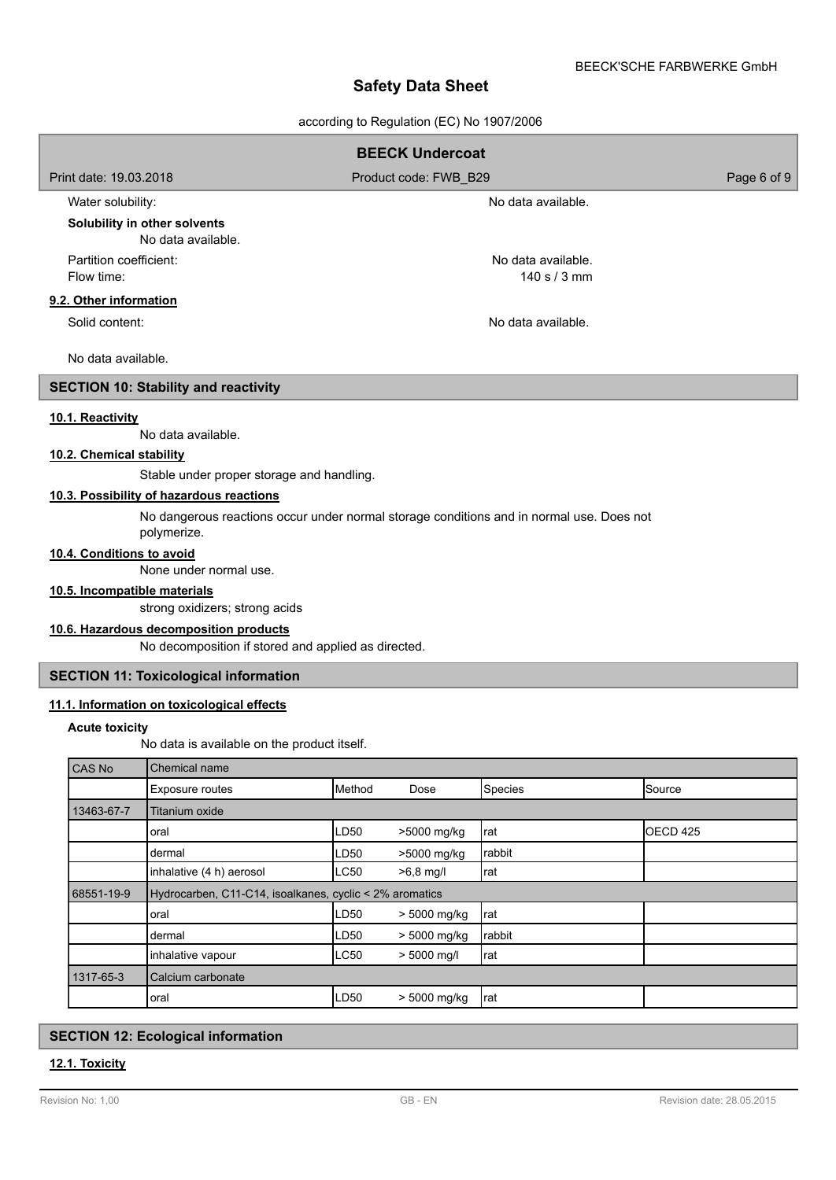Water solubility: No data available.

**Solubility in other solvents**

No data available.

Partition coefficient: No data available.

Flow time: 140 s / 3 mm

**9.2. Other information**

Solid content: No data available.

No data available.

## SECTION 10: Stability and reactivity

**10.1. Reactivity**

No data available.

**10.2. Chemical stability**

Stable under proper storage and handling.

**10.3. Possibility of hazardous reactions**

No dangerous reactions occur under normal storage conditions and in normal use. Does not polymerize.

**10.4. Conditions to avoid**

None under normal use.

**10.5. Incompatible materials**

strong oxidizers; strong acids

**10.6. Hazardous decomposition products**

No decomposition if stored and applied as directed.

## SECTION 11: Toxicological information

**11.1. Information on toxicological effects**

**Acute toxicity**

No data is available on the product itself.

| CAS No | Chemical name | | | | |
|---|---|---|---|---|---|
| | Exposure routes | Method | Dose | Species | Source |
| 13463-67-7 | Titanium oxide | | | | |
| | oral | LD50 | >5000 mg/kg | rat | OECD 425 |
| | dermal | LD50 | >5000 mg/kg | rabbit | |
| | inhalative (4 h) aerosol | LC50 | >6,8 mg/l | rat | |
| 68551-19-9 | Hydrocarben, C11-C14, isoalkanes, cyclic < 2% aromatics | | | | |
| | oral | LD50 | > 5000 mg/kg | rat | |
| | dermal | LD50 | > 5000 mg/kg | rabbit | |
| | inhalative vapour | LC50 | > 5000 mg/l | rat | |
| 1317-65-3 | Calcium carbonate | | | | |
| | oral | LD50 | > 5000 mg/kg | rat | |

## SECTION 12: Ecological information

**12.1. Toxicity**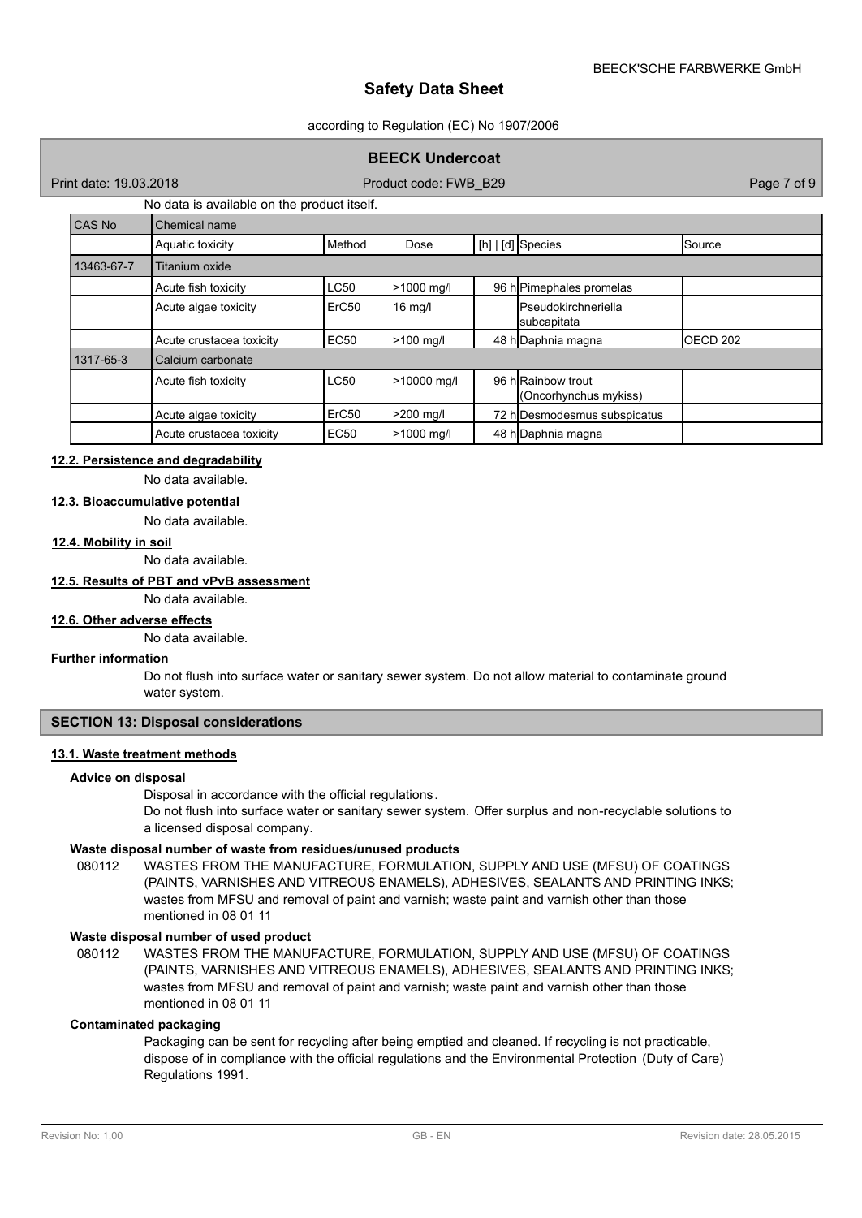No data is available on the product itself.

| CAS No | Chemical name | | | | | |
|---|---|---|---|---|---|---|
| | Aquatic toxicity | Method | Dose | [h] \| [d] | Species | Source |
| 13463-67-7 | Titanium oxide | | | | | |
| | Acute fish toxicity | LC50 | >1000 mg/l | 96 h | Pimephales promelas | |
| | Acute algae toxicity | ErC50 | 16 mg/l | | Pseudokirchneriella subcapitata | |
| | Acute crustacea toxicity | EC50 | >100 mg/l | 48 h | Daphnia magna | OECD 202 |
| 1317-65-3 | Calcium carbonate | | | | | |
| | Acute fish toxicity | LC50 | >10000 mg/l | 96 h | Rainbow trout (Oncorhynchus mykiss) | |
| | Acute algae toxicity | ErC50 | >200 mg/l | 72 h | Desmodesmus subspicatus | |
| | Acute crustacea toxicity | EC50 | >1000 mg/l | 48 h | Daphnia magna | |

### 12.2. Persistence and degradability

No data available.

### 12.3. Bioaccumulative potential

No data available.

### 12.4. Mobility in soil

No data available.

### 12.5. Results of PBT and vPvB assessment

No data available.

### 12.6. Other adverse effects

No data available.

**Further information**

Do not flush into surface water or sanitary sewer system. Do not allow material to contaminate ground water system.

## SECTION 13: Disposal considerations

### 13.1. Waste treatment methods

**Advice on disposal**

Disposal in accordance with the official regulations.

Do not flush into surface water or sanitary sewer system. Offer surplus and non-recyclable solutions to a licensed disposal company.

**Waste disposal number of waste from residues/unused products**

080112 WASTES FROM THE MANUFACTURE, FORMULATION, SUPPLY AND USE (MFSU) OF COATINGS (PAINTS, VARNISHES AND VITREOUS ENAMELS), ADHESIVES, SEALANTS AND PRINTING INKS; wastes from MFSU and removal of paint and varnish; waste paint and varnish other than those mentioned in 08 01 11

**Waste disposal number of used product**

080112 WASTES FROM THE MANUFACTURE, FORMULATION, SUPPLY AND USE (MFSU) OF COATINGS (PAINTS, VARNISHES AND VITREOUS ENAMELS), ADHESIVES, SEALANTS AND PRINTING INKS; wastes from MFSU and removal of paint and varnish; waste paint and varnish other than those mentioned in 08 01 11

**Contaminated packaging**

Packaging can be sent for recycling after being emptied and cleaned. If recycling is not practicable, dispose of in compliance with the official regulations and the Environmental Protection (Duty of Care) Regulations 1991.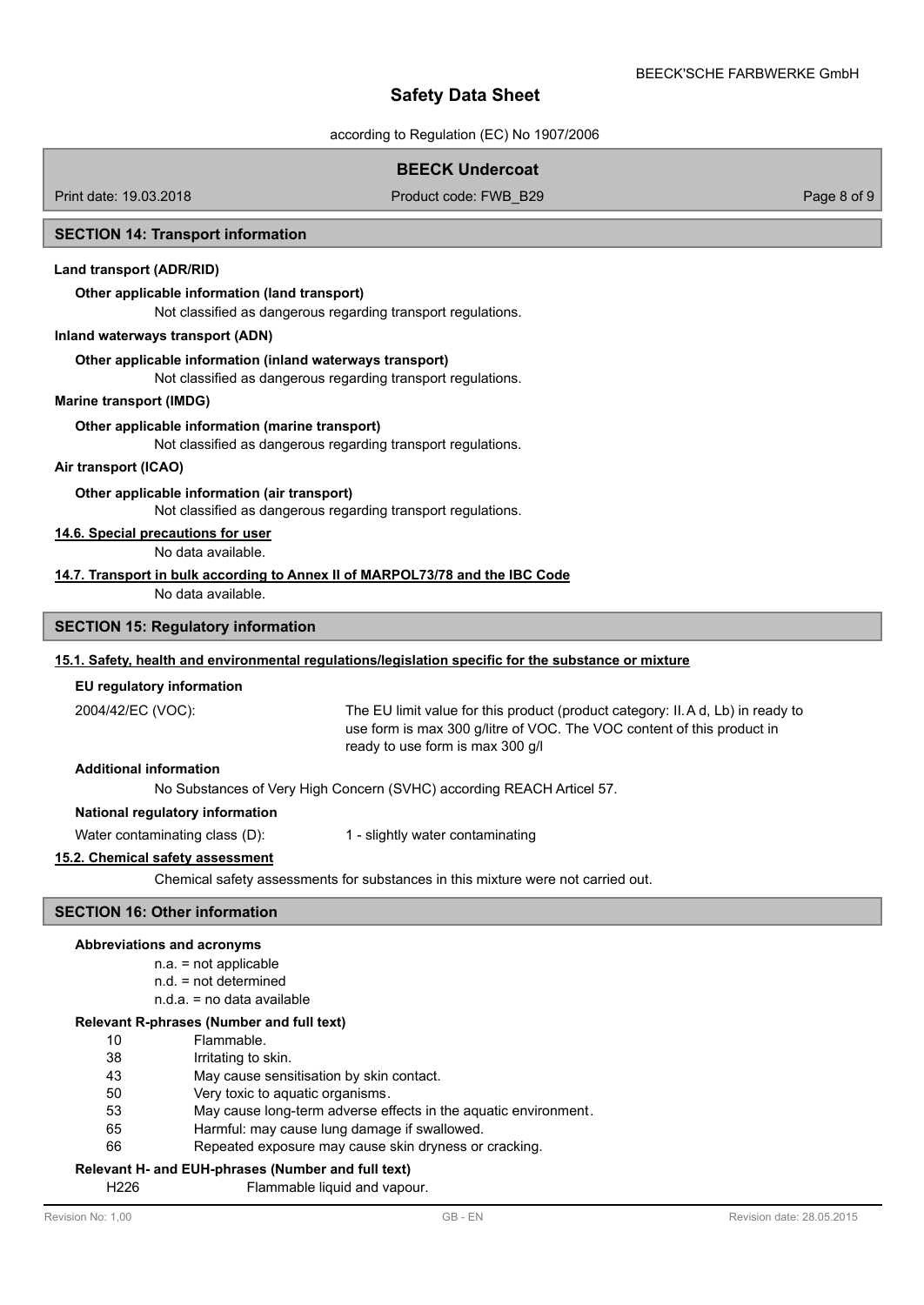## SECTION 14: Transport information

**Land transport (ADR/RID)**

**Other applicable information (land transport)**

Not classified as dangerous regarding transport regulations.

**Inland waterways transport (ADN)**

**Other applicable information (inland waterways transport)**

Not classified as dangerous regarding transport regulations.

**Marine transport (IMDG)**

**Other applicable information (marine transport)**

Not classified as dangerous regarding transport regulations.

**Air transport (ICAO)**

**Other applicable information (air transport)**

Not classified as dangerous regarding transport regulations.

**14.6. Special precautions for user**

No data available.

**14.7. Transport in bulk according to Annex II of MARPOL73/78 and the IBC Code**

No data available.

## SECTION 15: Regulatory information

**15.1. Safety, health and environmental regulations/legislation specific for the substance or mixture**

**EU regulatory information**

2004/42/EC (VOC): The EU limit value for this product (product category: II.A d, Lb) in ready to use form is max 300 g/litre of VOC. The VOC content of this product in ready to use form is max 300 g/l

**Additional information**

No Substances of Very High Concern (SVHC) according REACH Articel 57.

**National regulatory information**

Water contaminating class (D): 1 - slightly water contaminating

**15.2. Chemical safety assessment**

Chemical safety assessments for substances in this mixture were not carried out.

## SECTION 16: Other information

**Abbreviations and acronyms**

n.a. = not applicable
n.d. = not determined
n.d.a. = no data available

**Relevant R-phrases (Number and full text)**

| | |
|---|---|
| 10 | Flammable. |
| 38 | Irritating to skin. |
| 43 | May cause sensitisation by skin contact. |
| 50 | Very toxic to aquatic organisms. |
| 53 | May cause long-term adverse effects in the aquatic environment. |
| 65 | Harmful: may cause lung damage if swallowed. |
| 66 | Repeated exposure may cause skin dryness or cracking. |

**Relevant H- and EUH-phrases (Number and full text)**

| | |
|---|---|
| H226 | Flammable liquid and vapour. |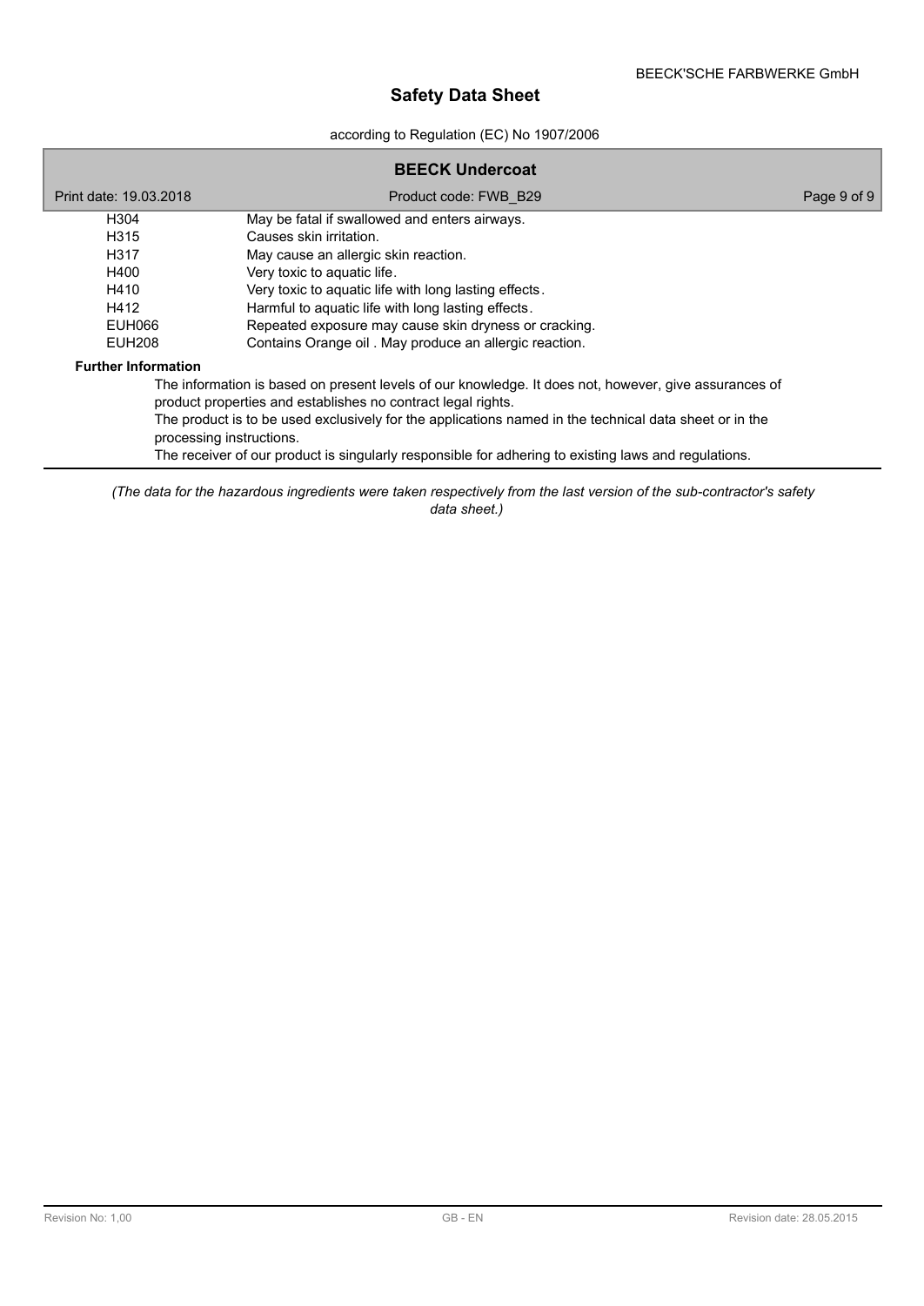| | |
|---|---|
| H304 | May be fatal if swallowed and enters airways. |
| H315 | Causes skin irritation. |
| H317 | May cause an allergic skin reaction. |
| H400 | Very toxic to aquatic life. |
| H410 | Very toxic to aquatic life with long lasting effects. |
| H412 | Harmful to aquatic life with long lasting effects. |
| EUH066 | Repeated exposure may cause skin dryness or cracking. |
| EUH208 | Contains Orange oil . May produce an allergic reaction. |

**Further Information**

The information is based on present levels of our knowledge. It does not, however, give assurances of product properties and establishes no contract legal rights.
The product is to be used exclusively for the applications named in the technical data sheet or in the processing instructions.
The receiver of our product is singularly responsible for adhering to existing laws and regulations.

*(The data for the hazardous ingredients were taken respectively from the last version of the sub-contractor's safety data sheet.)*